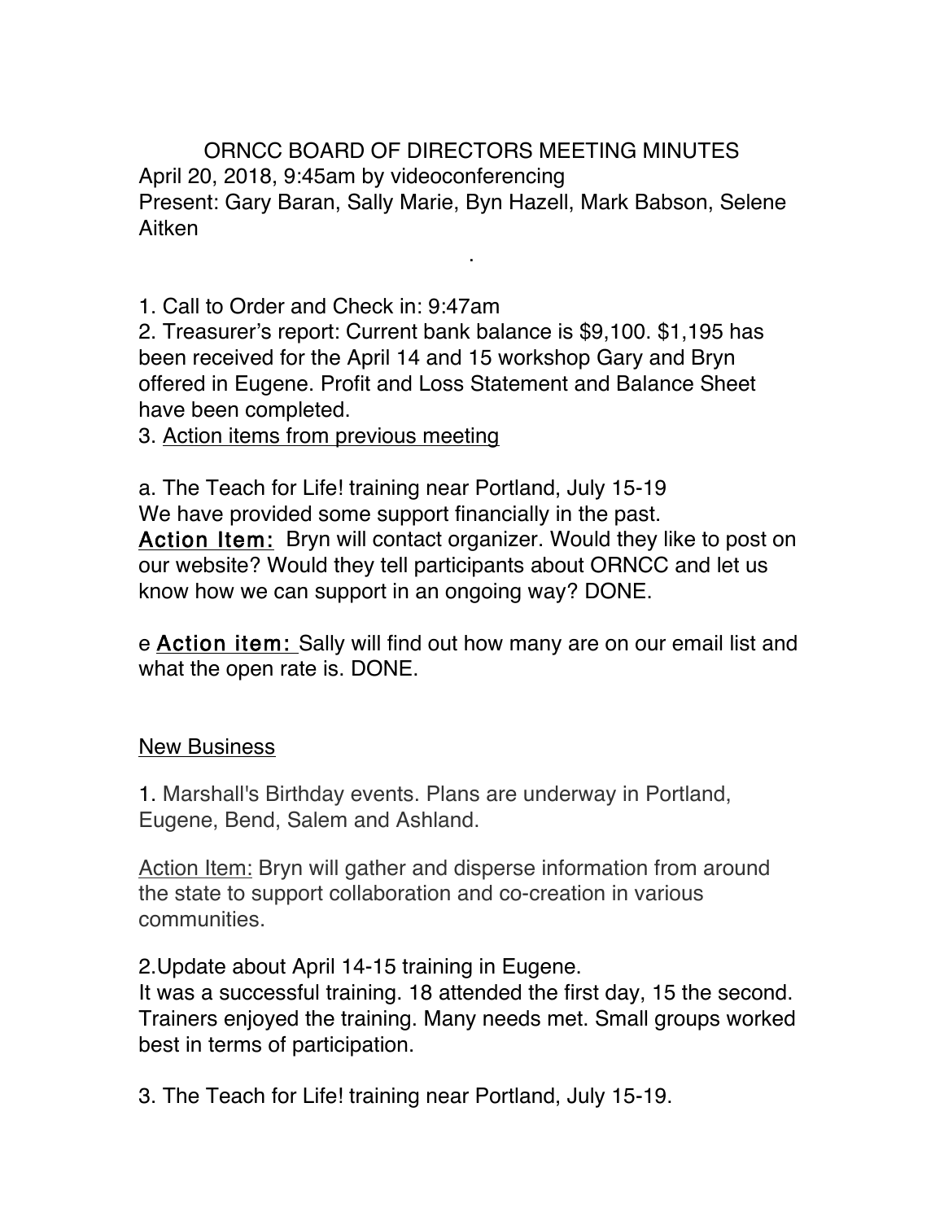# ORNCC BOARD OF DIRECTORS MEETING MINUTES

April 20, 2018, 9:45am by videoconferencing

Present: Gary Baran, Sally Marie, Byn Hazell, Mark Babson, Selene Aitken

.

1. Call to Order and Check in: 9:47am
2. Treasurer's report: Current bank balance is $9,100. $1,195 has been received for the April 14 and 15 workshop Gary and Bryn offered in Eugene. Profit and Loss Statement and Balance Sheet have been completed.
3. Action items from previous meeting

a. The Teach for Life! training near Portland, July 15-19

We have provided some support financially in the past.

**Action Item:** Bryn will contact organizer. Would they like to post on our website? Would they tell participants about ORNCC and let us know how we can support in an ongoing way? DONE.

e **Action item:** Sally will find out how many are on our email list and what the open rate is. DONE.

## New Business

1. Marshall's Birthday events. Plans are underway in Portland, Eugene, Bend, Salem and Ashland.

Action Item: Bryn will gather and disperse information from around the state to support collaboration and co-creation in various communities.

2. Update about April 14-15 training in Eugene.

It was a successful training. 18 attended the first day, 15 the second. Trainers enjoyed the training. Many needs met. Small groups worked best in terms of participation.

3. The Teach for Life! training near Portland, July 15-19.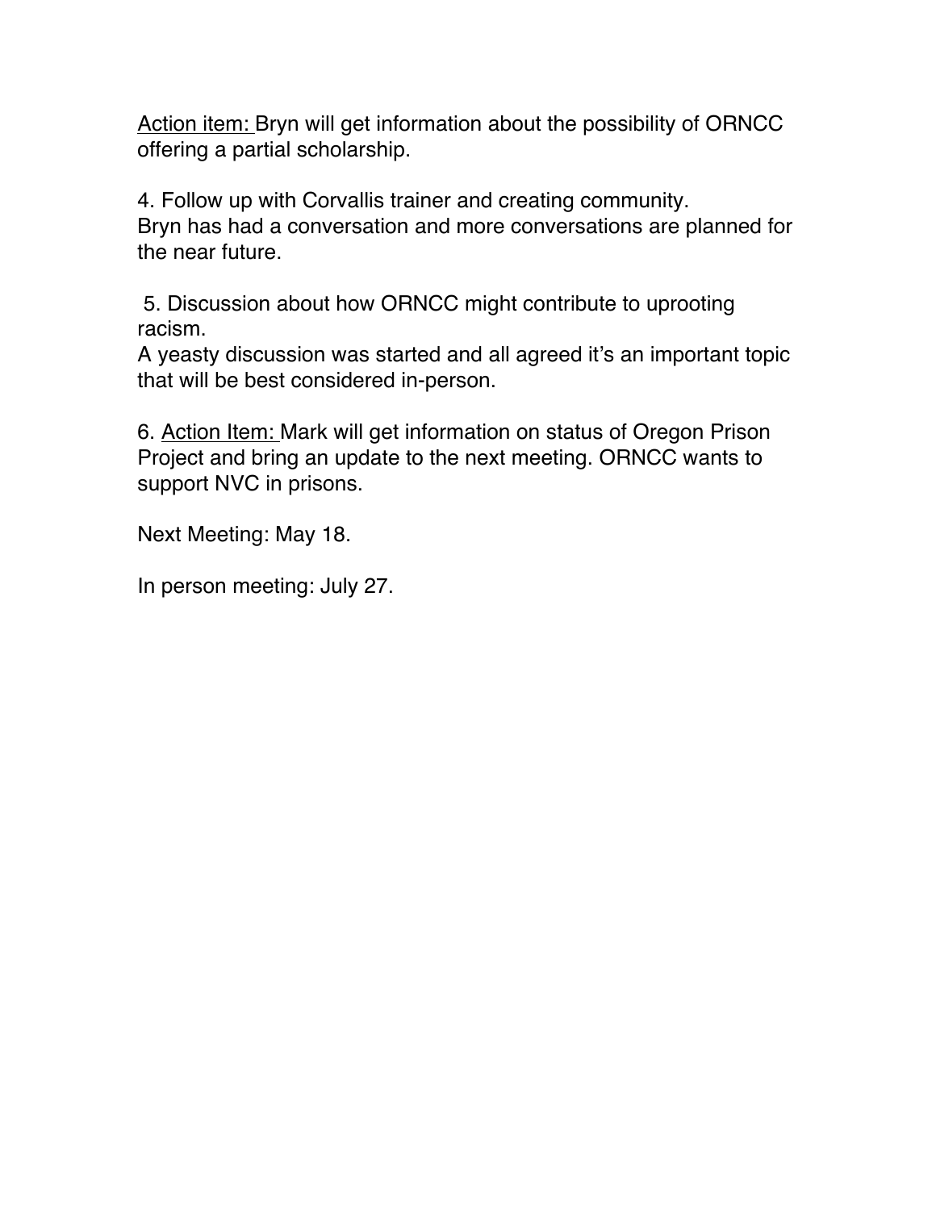<u>Action item:</u> Bryn will get information about the possibility of ORNCC offering a partial scholarship.

4. Follow up with Corvallis trainer and creating community.
Bryn has had a conversation and more conversations are planned for the near future.

5. Discussion about how ORNCC might contribute to uprooting racism.
A yeasty discussion was started and all agreed it's an important topic that will be best considered in-person.

6. <u>Action Item:</u> Mark will get information on status of Oregon Prison Project and bring an update to the next meeting. ORNCC wants to support NVC in prisons.

Next Meeting: May 18.

In person meeting: July 27.